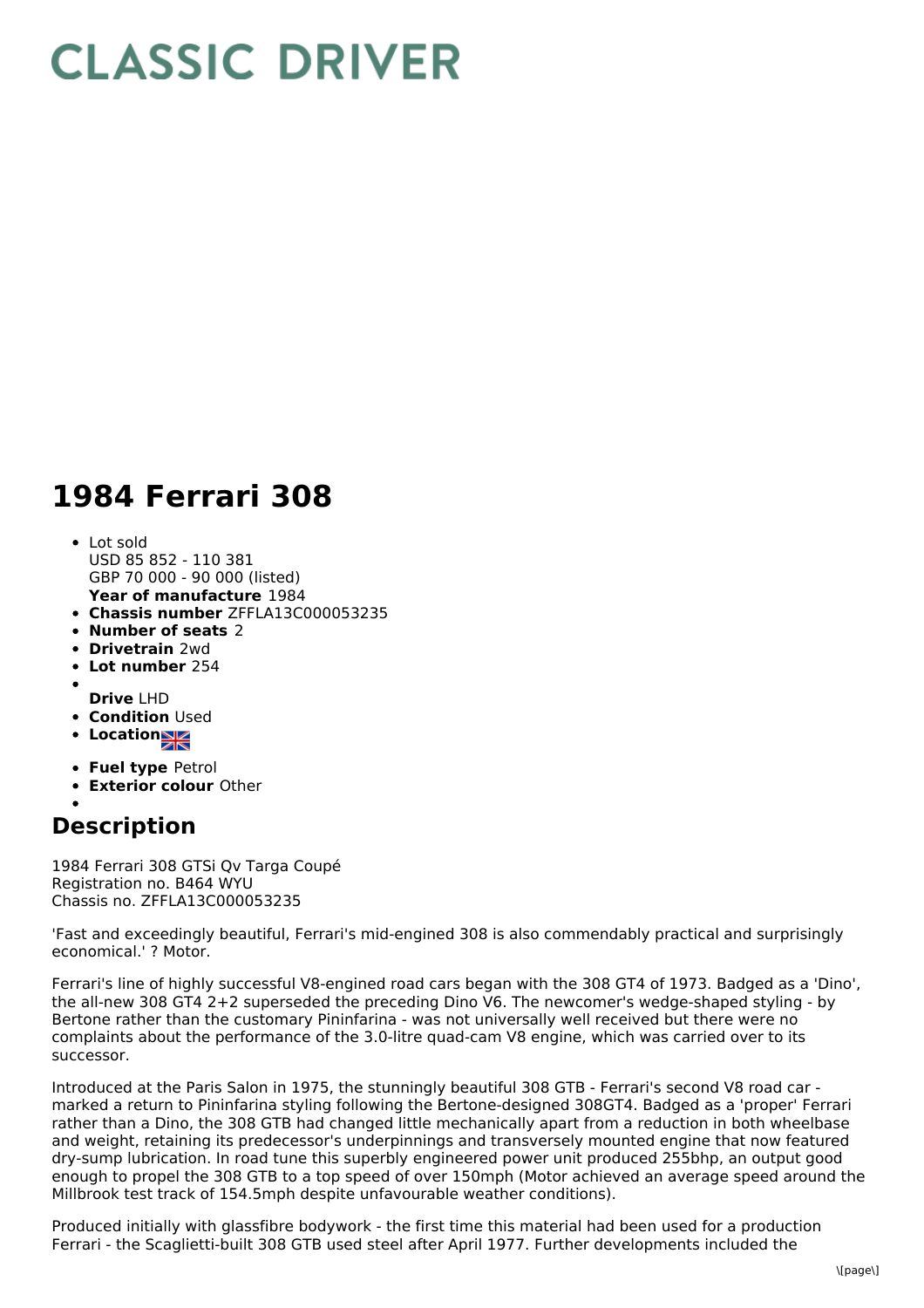# CLASSIC DRIVER

# 1984 Ferrari 308

- Lot sold
  USD 85 852 - 110 381
  GBP 70 000 - 90 000 (listed)
  **Year of manufacture** 1984
- **Chassis number** ZFFLA13C000053235
- **Number of seats** 2
- **Drivetrain** 2wd
- **Lot number** 254
- **Drive** LHD
- **Condition** Used
- **Location**
- **Fuel type** Petrol
- **Exterior colour** Other

## Description

1984 Ferrari 308 GTSi Qv Targa Coupé
Registration no. B464 WYU
Chassis no. ZFFLA13C000053235

'Fast and exceedingly beautiful, Ferrari's mid-engined 308 is also commendably practical and surprisingly economical.' ? Motor.

Ferrari's line of highly successful V8-engined road cars began with the 308 GT4 of 1973. Badged as a 'Dino', the all-new 308 GT4 2+2 superseded the preceding Dino V6. The newcomer's wedge-shaped styling - by Bertone rather than the customary Pininfarina - was not universally well received but there were no complaints about the performance of the 3.0-litre quad-cam V8 engine, which was carried over to its successor.

Introduced at the Paris Salon in 1975, the stunningly beautiful 308 GTB - Ferrari's second V8 road car - marked a return to Pininfarina styling following the Bertone-designed 308GT4. Badged as a 'proper' Ferrari rather than a Dino, the 308 GTB had changed little mechanically apart from a reduction in both wheelbase and weight, retaining its predecessor's underpinnings and transversely mounted engine that now featured dry-sump lubrication. In road tune this superbly engineered power unit produced 255bhp, an output good enough to propel the 308 GTB to a top speed of over 150mph (Motor achieved an average speed around the Millbrook test track of 154.5mph despite unfavourable weather conditions).

Produced initially with glassfibre bodywork - the first time this material had been used for a production Ferrari - the Scaglietti-built 308 GTB used steel after April 1977. Further developments included the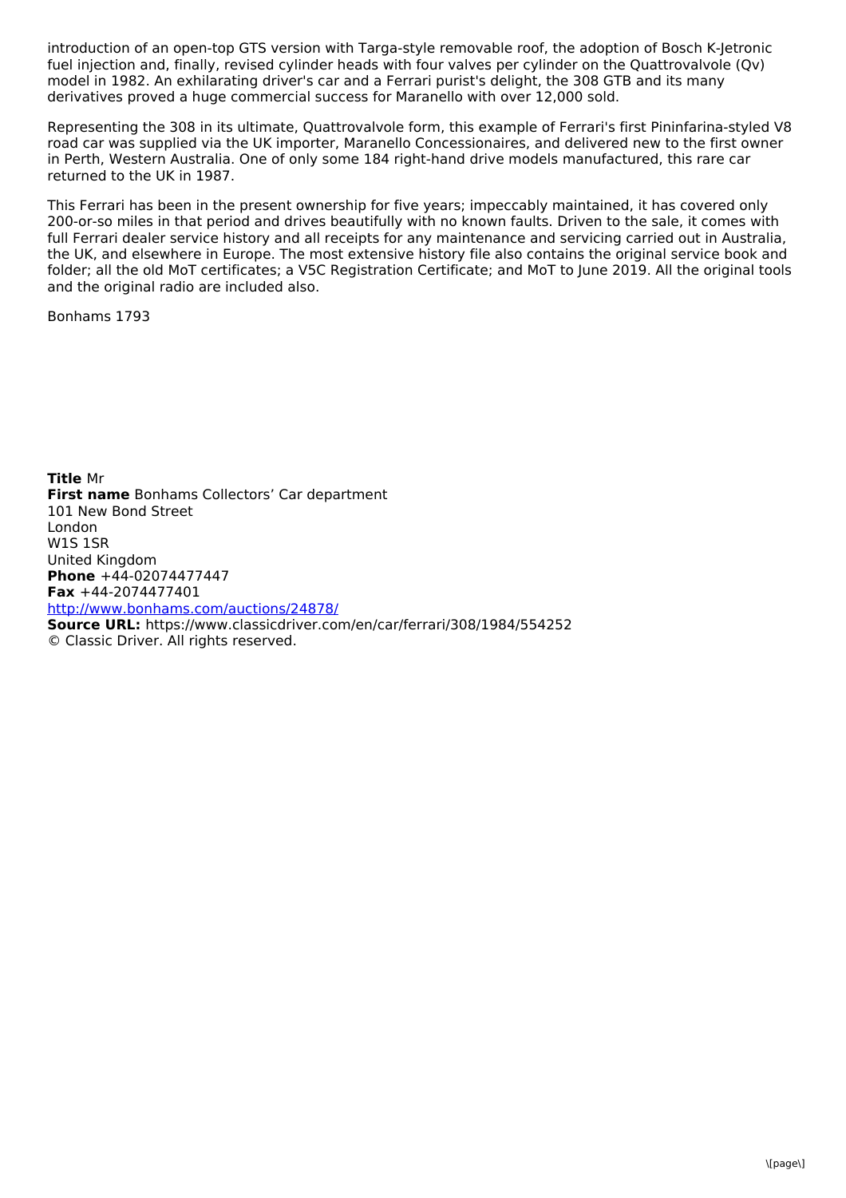introduction of an open-top GTS version with Targa-style removable roof, the adoption of Bosch K-Jetronic fuel injection and, finally, revised cylinder heads with four valves per cylinder on the Quattrovalvole (Qv) model in 1982. An exhilarating driver's car and a Ferrari purist's delight, the 308 GTB and its many derivatives proved a huge commercial success for Maranello with over 12,000 sold.

Representing the 308 in its ultimate, Quattrovalvole form, this example of Ferrari's first Pininfarina-styled V8 road car was supplied via the UK importer, Maranello Concessionaires, and delivered new to the first owner in Perth, Western Australia. One of only some 184 right-hand drive models manufactured, this rare car returned to the UK in 1987.

This Ferrari has been in the present ownership for five years; impeccably maintained, it has covered only 200-or-so miles in that period and drives beautifully with no known faults. Driven to the sale, it comes with full Ferrari dealer service history and all receipts for any maintenance and servicing carried out in Australia, the UK, and elsewhere in Europe. The most extensive history file also contains the original service book and folder; all the old MoT certificates; a V5C Registration Certificate; and MoT to June 2019. All the original tools and the original radio are included also.

Bonhams 1793

**Title** Mr
**First name** Bonhams Collectors' Car department
101 New Bond Street
London
W1S 1SR
United Kingdom
**Phone** +44-02074477447
**Fax** +44-2074477401
http://www.bonhams.com/auctions/24878/
**Source URL:** https://www.classicdriver.com/en/car/ferrari/308/1984/554252
© Classic Driver. All rights reserved.